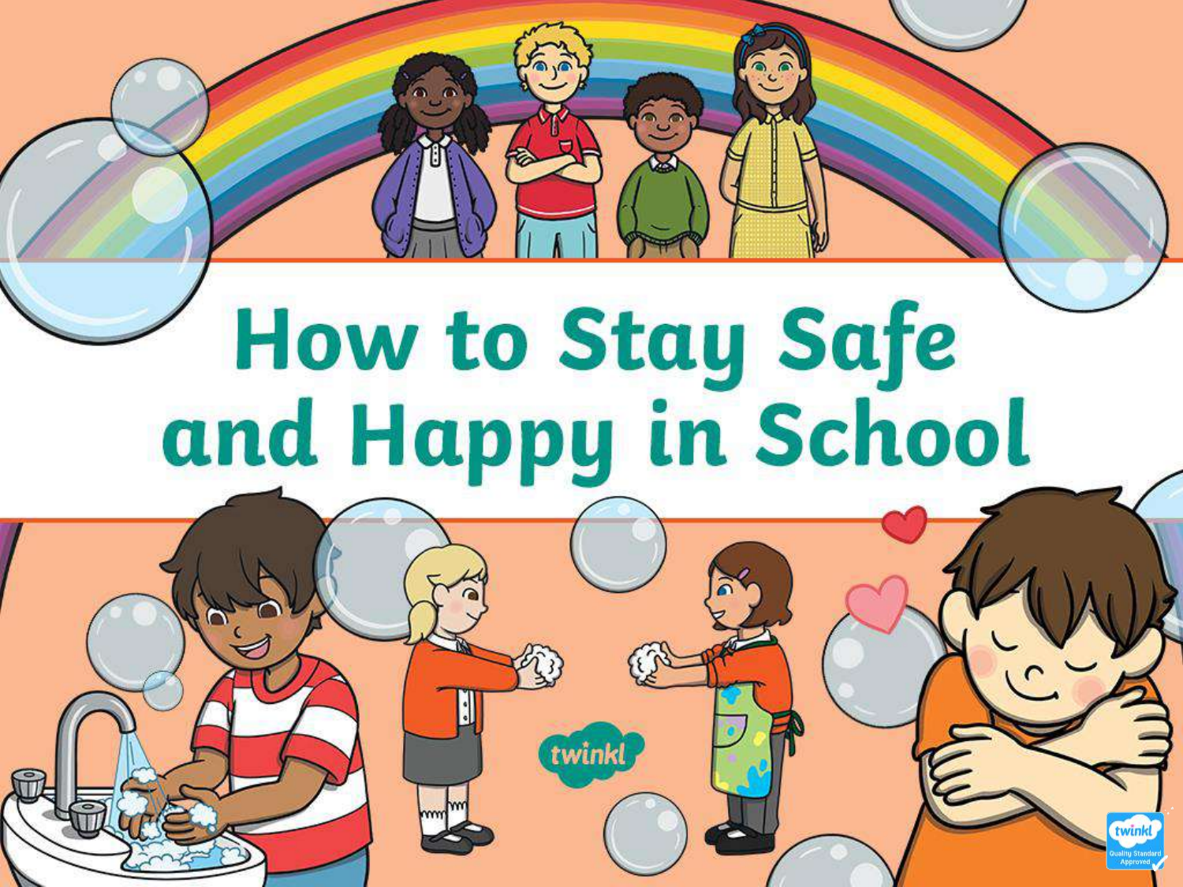# How to Stay Safe and Happy in School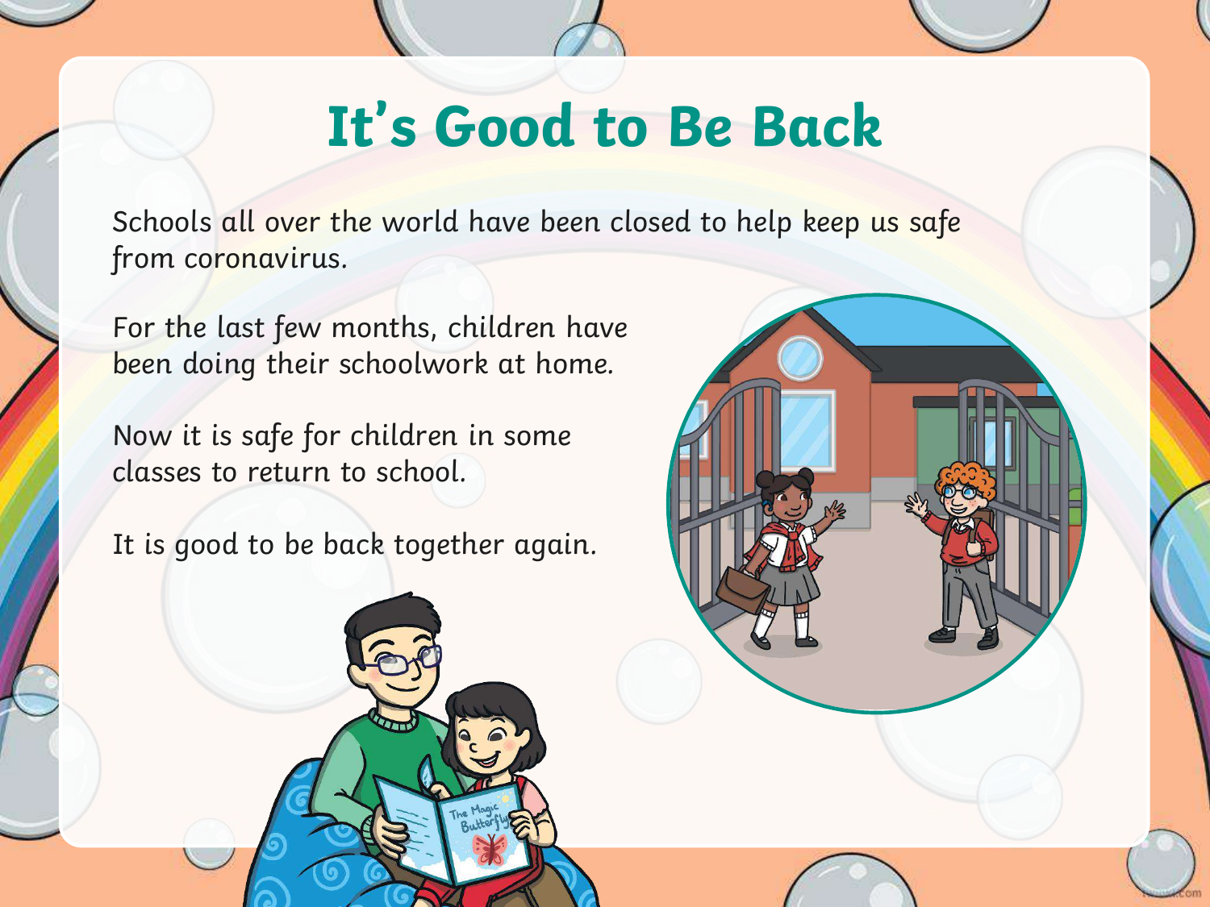# It's Good to Be Back

Schools all over the world have been closed to help keep us safe from coronavirus.

For the last few months, children have been doing their schoolwork at home.

Now it is safe for children in some classes to return to school.

It is good to be back together again.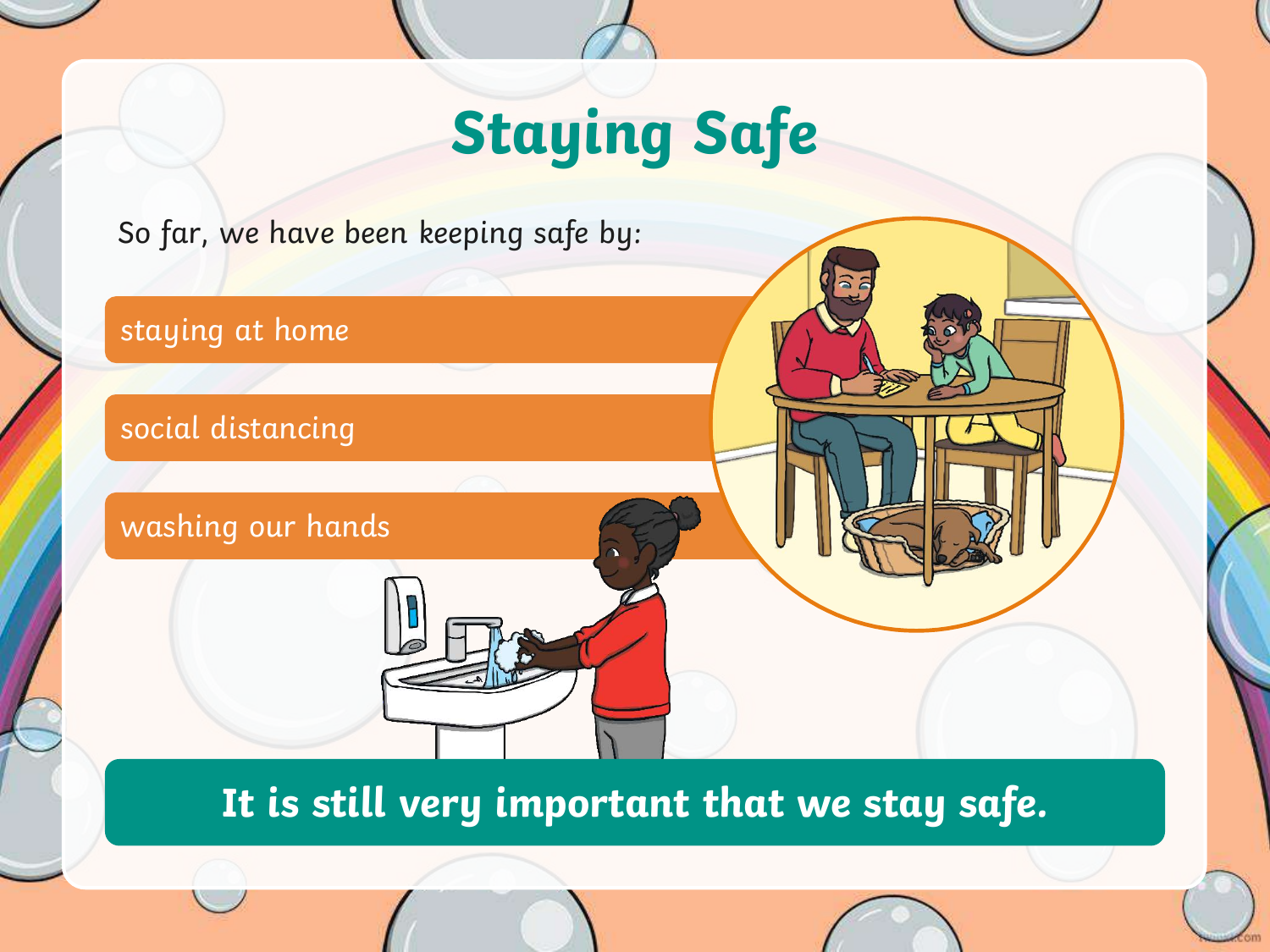# Staying Safe

So far, we have been keeping safe by:

- staying at home
- social distancing
- washing our hands

**It is still very important that we stay safe.**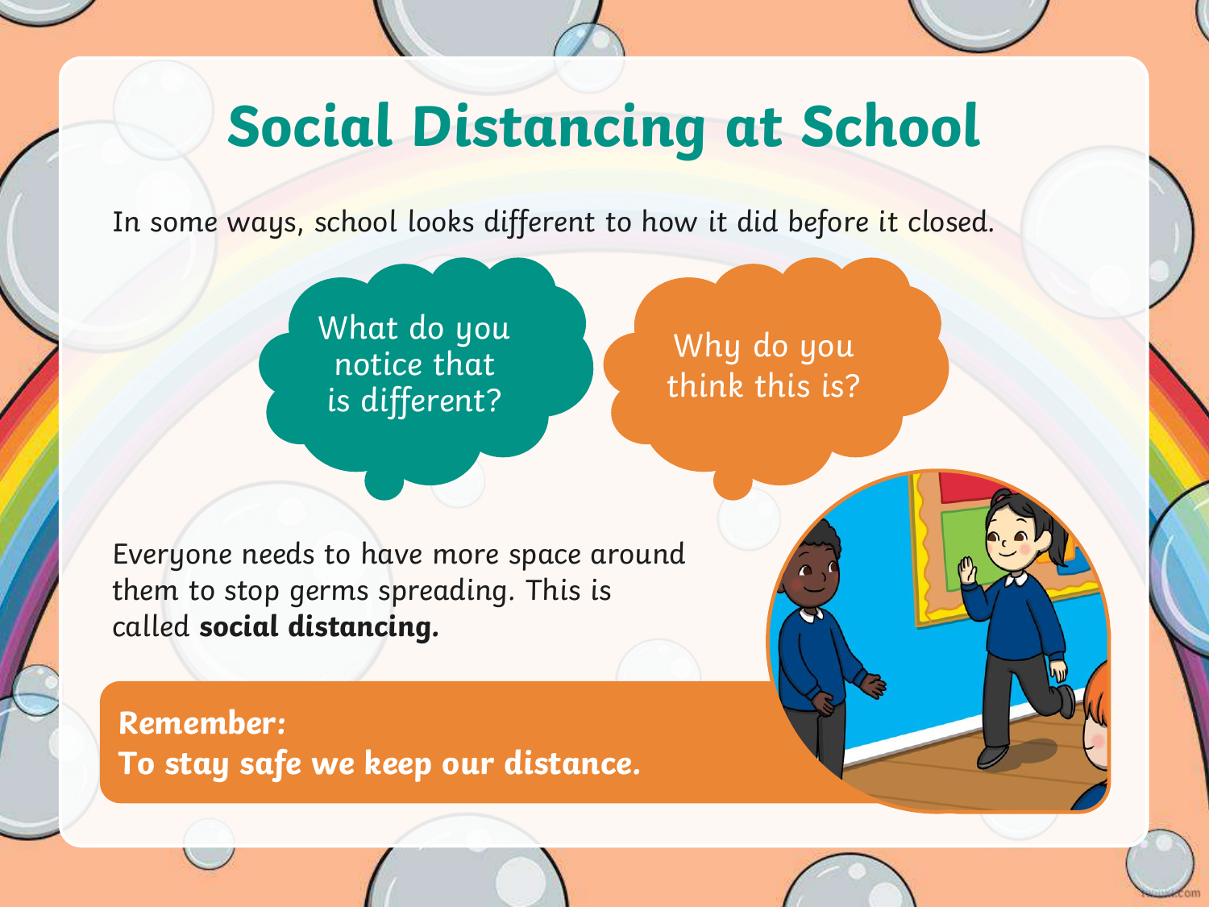# Social Distancing at School

In some ways, school looks different to how it did before it closed.

What do you notice that is different?

Why do you think this is?

Everyone needs to have more space around them to stop germs spreading. This is called **social distancing.**

**Remember:**
**To stay safe we keep our distance.**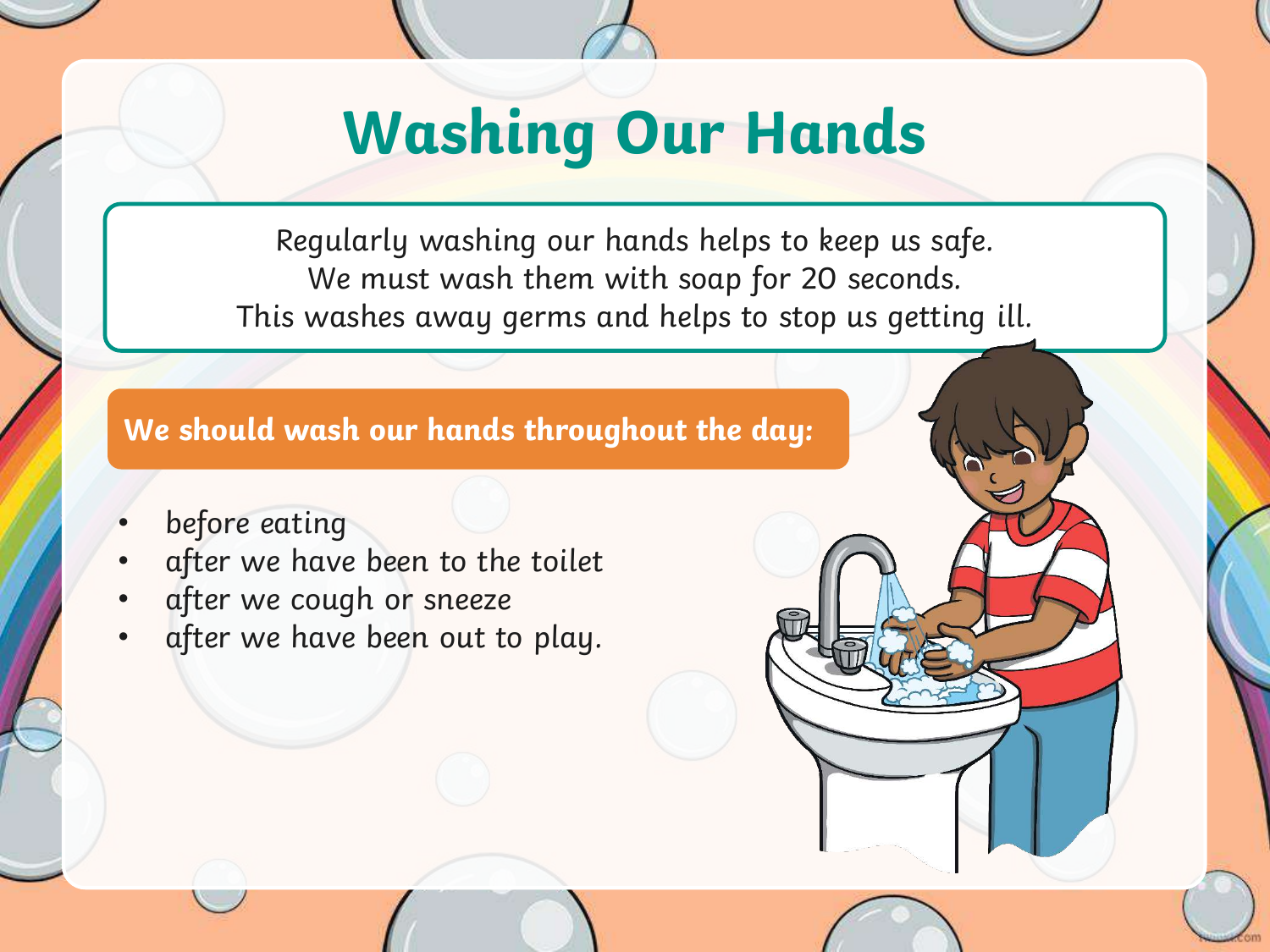# Washing Our Hands

Regularly washing our hands helps to keep us safe.
We must wash them with soap for 20 seconds.
This washes away germs and helps to stop us getting ill.

**We should wash our hands throughout the day:**

- before eating
- after we have been to the toilet
- after we cough or sneeze
- after we have been out to play.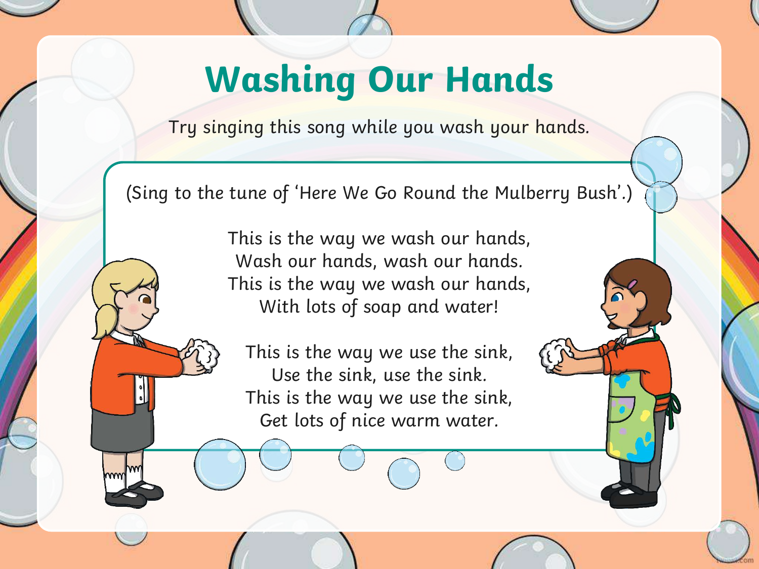# Washing Our Hands

Try singing this song while you wash your hands.

(Sing to the tune of 'Here We Go Round the Mulberry Bush'.)

This is the way we wash our hands,
Wash our hands, wash our hands.
This is the way we wash our hands,
With lots of soap and water!

This is the way we use the sink,
Use the sink, use the sink.
This is the way we use the sink,
Get lots of nice warm water.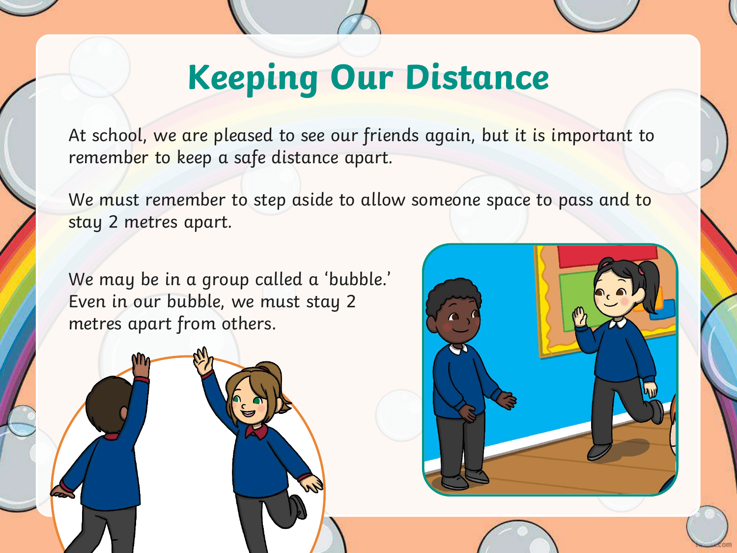# Keeping Our Distance

At school, we are pleased to see our friends again, but it is important to remember to keep a safe distance apart.

We must remember to step aside to allow someone space to pass and to stay 2 metres apart.

We may be in a group called a 'bubble.' Even in our bubble, we must stay 2 metres apart from others.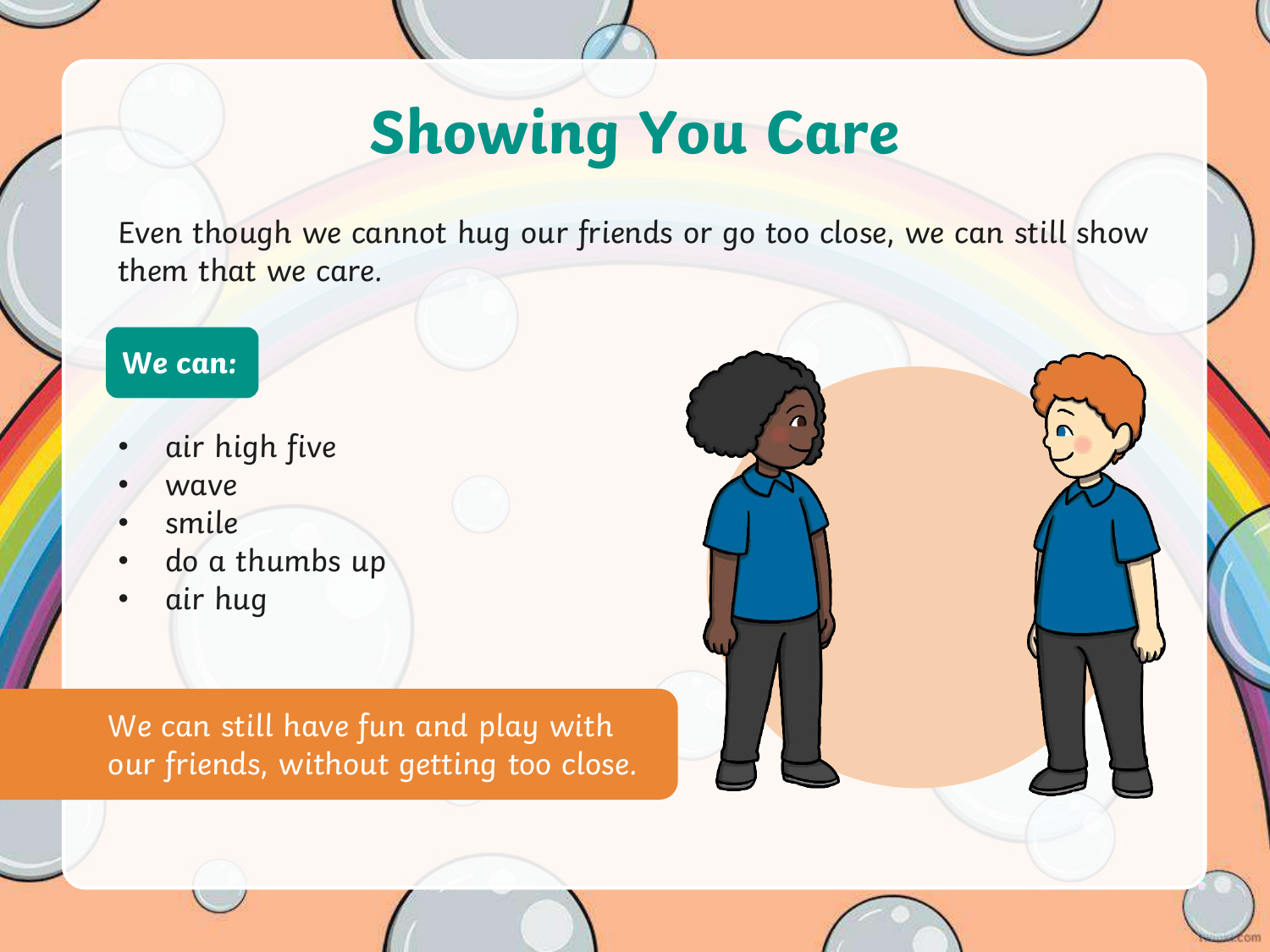# Showing You Care

Even though we cannot hug our friends or go too close, we can still show them that we care.

**We can:**

- air high five
- wave
- smile
- do a thumbs up
- air hug

We can still have fun and play with our friends, without getting too close.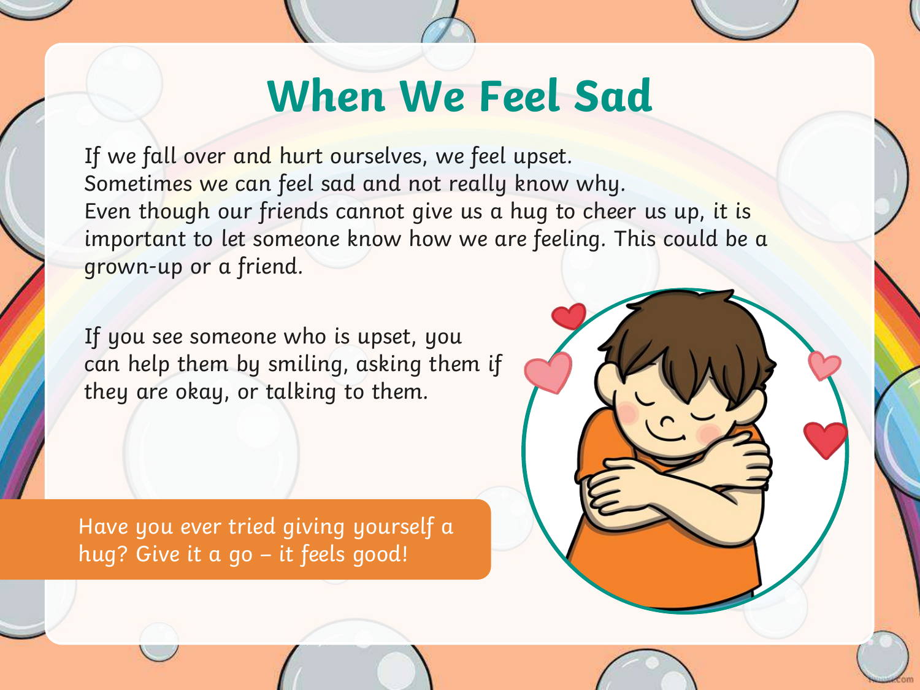# When We Feel Sad

If we fall over and hurt ourselves, we feel upset.
Sometimes we can feel sad and not really know why.
Even though our friends cannot give us a hug to cheer us up, it is important to let someone know how we are feeling. This could be a grown-up or a friend.

If you see someone who is upset, you can help them by smiling, asking them if they are okay, or talking to them.

Have you ever tried giving yourself a hug? Give it a go – it feels good!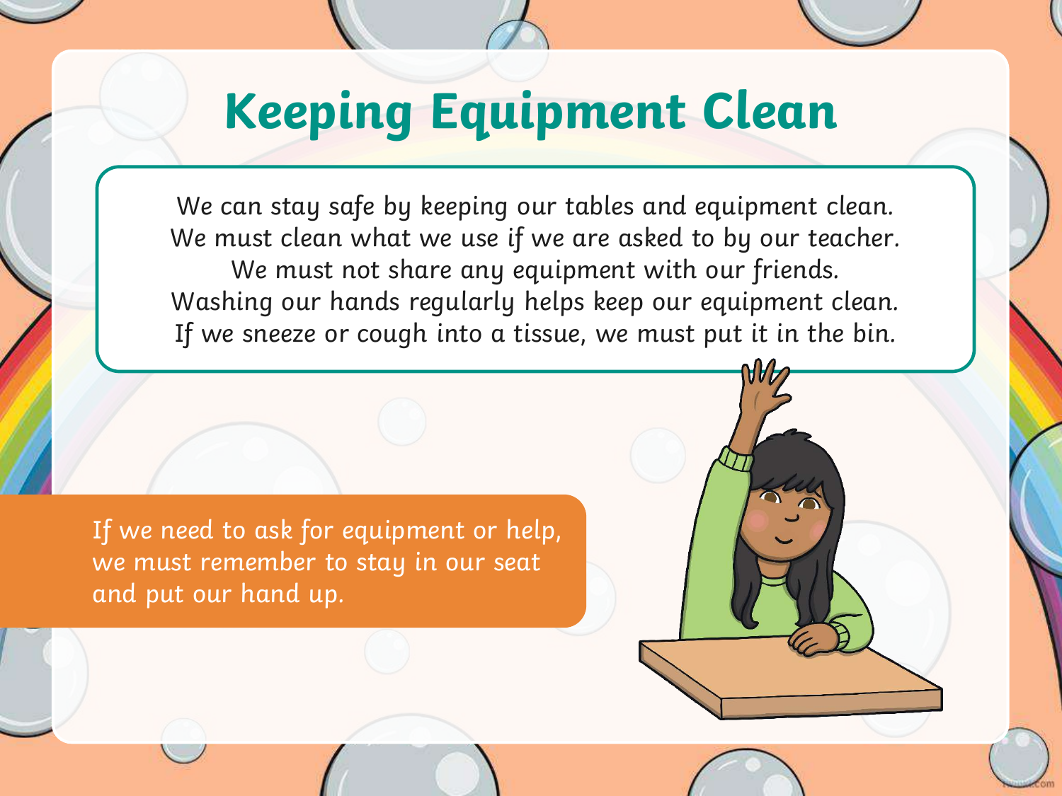# Keeping Equipment Clean

We can stay safe by keeping our tables and equipment clean.
We must clean what we use if we are asked to by our teacher.
We must not share any equipment with our friends.
Washing our hands regularly helps keep our equipment clean.
If we sneeze or cough into a tissue, we must put it in the bin.

If we need to ask for equipment or help, we must remember to stay in our seat and put our hand up.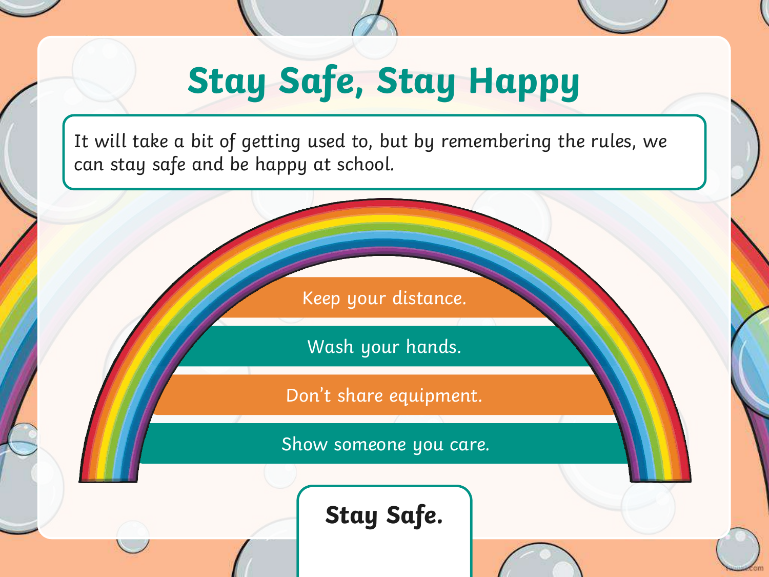# Stay Safe, Stay Happy

It will take a bit of getting used to, but by remembering the rules, we can stay safe and be happy at school.

Keep your distance.

Wash your hands.

Don't share equipment.

Show someone you care.

**Stay Safe.**